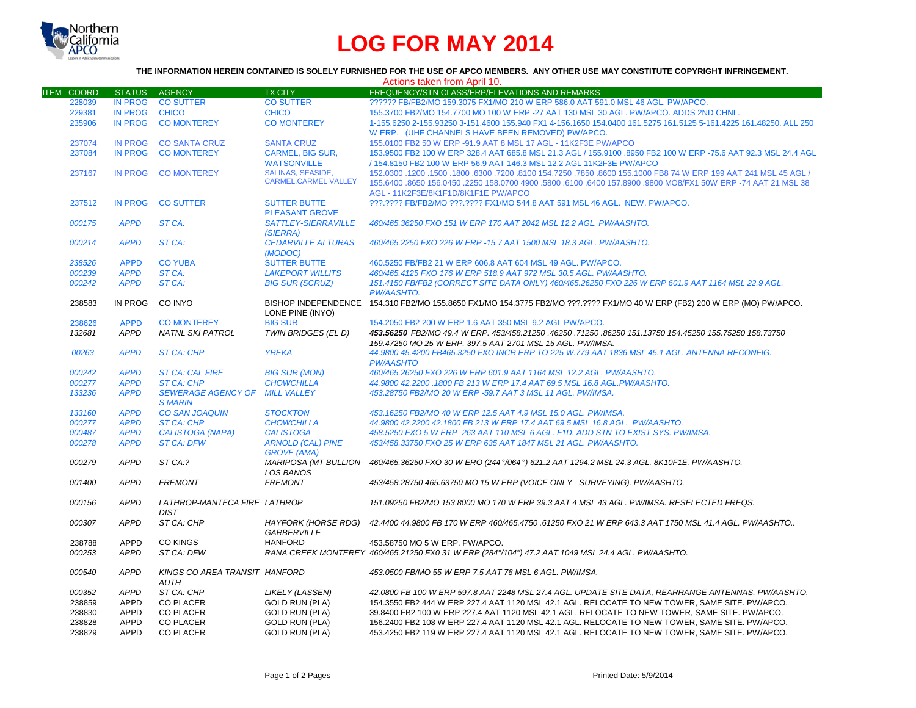# LOG FOR MAY 2014

**THE INFORMATION HEREIN CONTAINED IS SOLELY FURNISHED FOR THE USE OF APCO MEMBERS. ANY OTHER USE MAY CONSTITUTE COPYRIGHT INFRINGEMENT.**

Actions taken from April 10.

| ITEM | COORD | STATUS | AGENCY | TX CITY | FREQUENCY/STN CLASS/ERP/ELEVATIONS AND REMARKS |
|---|---|---|---|---|---|
| | 228039 | IN PROG | CO SUTTER | CO SUTTER | ?????? FB/FB2/MO 159.3075 FX1/MO 210 W ERP 586.0 AAT 591.0 MSL 46 AGL. PW/APCO. |
| | 229381 | IN PROG | CHICO | CHICO | 155.3700 FB2/MO 154.7700 MO 100 W ERP -27 AAT 130 MSL 30 AGL. PW/APCO. ADDS 2ND CHNL. |
| | 235906 | IN PROG | CO MONTEREY | CO MONTEREY | 1-155.6250 2-155.93250 3-151.4600 155.940 FX1 4-156.1650 154.0400 161.5275 161.5125 5-161.4225 161.48250. ALL 250 W ERP. (UHF CHANNELS HAVE BEEN REMOVED) PW/APCO. |
| | 237074 | IN PROG | CO SANTA CRUZ | SANTA CRUZ | 155.0100 FB2 50 W ERP -91.9 AAT 8 MSL 17 AGL - 11K2F3E PW/APCO |
| | 237084 | IN PROG | CO MONTEREY | CARMEL, BIG SUR, WATSONVILLE | 153.9500 FB2 100 W ERP 328.4 AAT 685.8 MSL 21.3 AGL / 155.9100 .8950 FB2 100 W ERP -75.6 AAT 92.3 MSL 24.4 AGL / 154.8150 FB2 100 W ERP 56.9 AAT 146.3 MSL 12.2 AGL 11K2F3E PW/APCO |
| | 237167 | IN PROG | CO MONTEREY | SALINAS, SEASIDE, CARMEL,CARMEL VALLEY | 152.0300 .1200 .1500 .1800 .6300 .7200 .8100 154.7250 .7850 .8600 155.1000 FB8 74 W ERP 199 AAT 241 MSL 45 AGL / 155.6400 .8650 156.0450 .2250 158.0700 4900 .5800 .6100 .6400 157.8900 .9800 MO8/FX1 50W ERP -74 AAT 21 MSL 38 AGL - 11K2F3E/8K1F1D/8K1F1E PW/APCO |
| | 237512 | IN PROG | CO SUTTER | SUTTER BUTTE PLEASANT GROVE | ???.???? FB/FB2/MO ???.???? FX1/MO 544.8 AAT 591 MSL 46 AGL. NEW. PW/APCO. |
| | *000175* | *APPD* | *ST CA:* | *SATTLEY-SIERRAVILLE (SIERRA)* | *460/465.36250 FXO 151 W ERP 170 AAT 2042 MSL 12.2 AGL. PW/AASHTO.* |
| | *000214* | *APPD* | *ST CA:* | *CEDARVILLE ALTURAS (MODOC)* | *460/465.2250 FXO 226 W ERP -15.7 AAT 1500 MSL 18.3 AGL. PW/AASHTO.* |
| | 238526 | APPD | CO YUBA | SUTTER BUTTE | 460.5250 FB/FB2 21 W ERP 606.8 AAT 604 MSL 49 AGL. PW/APCO. |
| | *000239* | *APPD* | *ST CA:* | *LAKEPORT WILLITS* | *460/465.4125 FXO 176 W ERP 518.9 AAT 972 MSL 30.5 AGL. PW/AASHTO.* |
| | *000242* | *APPD* | *ST CA:* | *BIG SUR (SCRUZ)* | *151.4150 FB/FB2 (CORRECT SITE DATA ONLY) 460/465.26250 FXO 226 W ERP 601.9 AAT 1164 MSL 22.9 AGL. PW/AASHTO.* |
| | 238583 | IN PROG | CO INYO | BISHOP INDEPENDENCE LONE PINE (INYO) | 154.310 FB2/MO 155.8650 FX1/MO 154.3775 FB2/MO ???.???? FX1/MO 40 W ERP (FB2) 200 W ERP (MO) PW/APCO. |
| | 238626 | APPD | CO MONTEREY | BIG SUR | 154.2050 FB2 200 W ERP 1.6 AAT 350 MSL 9.2 AGL PW/APCO. |
| | *132681* | *APPD* | *NATNL SKI PATROL* | *TWIN BRIDGES (EL D)* | ***453.56250** FB2/MO 49.4 W ERP. 453/458.21250 .46250 .71250 .86250 151.13750 154.45250 155.75250 158.73750 159.47250 MO 25 W ERP. 397.5 AAT 2701 MSL 15 AGL. PW/IMSA.* |
| | *00263* | *APPD* | *ST CA: CHP* | *YREKA* | *44.9800 45.4200 FB465.3250 FXO INCR ERP TO 225 W.779 AAT 1836 MSL 45.1 AGL. ANTENNA RECONFIG. PW/AASHTO* |
| | *000242* | *APPD* | *ST CA: CAL FIRE* | *BIG SUR (MON)* | *460/465.26250 FXO 226 W ERP 601.9 AAT 1164 MSL 12.2 AGL. PW/AASHTO.* |
| | *000277* | *APPD* | *ST CA: CHP* | *CHOWCHILLA* | *44.9800 42.2200 .1800 FB 213 W ERP 17.4 AAT 69.5 MSL 16.8 AGL.PW/AASHTO.* |
| | *133236* | *APPD* | *SEWERAGE AGENCY OF S MARIN* | *MILL VALLEY* | *453.28750 FB2/MO 20 W ERP -59.7 AAT 3 MSL 11 AGL. PW/IMSA.* |
| | *133160* | *APPD* | *CO SAN JOAQUIN* | *STOCKTON* | *453.16250 FB2/MO 40 W ERP 12.5 AAT 4.9 MSL 15.0 AGL. PW/IMSA.* |
| | *000277* | *APPD* | *ST CA: CHP* | *CHOWCHILLA* | *44.9800 42.2200 42.1800 FB 213 W ERP 17.4 AAT 69.5 MSL 16.8 AGL. PW/AASHTO.* |
| | *000487* | *APPD* | *CALISTOGA (NAPA)* | *CALISTOGA* | *458.5250 FXO 5 W ERP -263 AAT 110 MSL 6 AGL. F1D. ADD STN TO EXIST SYS. PW/IMSA.* |
| | *000278* | *APPD* | *ST CA: DFW* | *ARNOLD (CAL) PINE GROVE (AMA)* | *453/458.33750 FXO 25 W ERP 635 AAT 1847 MSL 21 AGL. PW/AASHTO.* |
| | *000279* | *APPD* | *ST CA:?* | *MARIPOSA (MT BULLION-LOS BANOS* | *460/465.36250 FXO 30 W ERO (244°/064°) 621.2 AAT 1294.2 MSL 24.3 AGL. 8K10F1E. PW/AASHTO.* |
| | *001400* | *APPD* | *FREMONT* | *FREMONT* | *453/458.28750 465.63750 MO 15 W ERP (VOICE ONLY - SURVEYING). PW/AASHTO.* |
| | *000156* | *APPD* | *LATHROP-MANTECA FIRE DIST* | *LATHROP* | *151.09250 FB2/MO 153.8000 MO 170 W ERP 39.3 AAT 4 MSL 43 AGL. PW/IMSA. RESELECTED FREQS.* |
| | *000307* | *APPD* | *ST CA: CHP* | *HAYFORK (HORSE RDG) GARBERVILLE* | *42.4400 44.9800 FB 170 W ERP 460/465.4750 .61250 FXO 21 W ERP 643.3 AAT 1750 MSL 41.4 AGL. PW/AASHTO..* |
| | 238788 | APPD | CO KINGS | HANFORD | 453.58750 MO 5 W ERP. PW/APCO. |
| | *000253* | *APPD* | *ST CA: DFW* | *RANA CREEK MONTEREY* | *460/465.21250 FX0 31 W ERP (284°/104°) 47.2 AAT 1049 MSL 24.4 AGL. PW/AASHTO.* |
| | *000540* | *APPD* | *KINGS CO AREA TRANSIT AUTH* | *HANFORD* | *453.0500 FB/MO 55 W ERP 7.5 AAT 76 MSL 6 AGL. PW/IMSA.* |
| | *000352* | *APPD* | *ST CA: CHP* | *LIKELY (LASSEN)* | *42.0800 FB 100 W ERP 597.8 AAT 2248 MSL 27.4 AGL. UPDATE SITE DATA, REARRANGE ANTENNAS. PW/AASHTO.* |
| | 238859 | APPD | CO PLACER | GOLD RUN (PLA) | 154.3550 FB2 444 W ERP 227.4 AAT 1120 MSL 42.1 AGL. RELOCATE TO NEW TOWER, SAME SITE. PW/APCO. |
| | 238830 | APPD | CO PLACER | GOLD RUN (PLA) | 39.8400 FB2 100 W ERP 227.4 AAT 1120 MSL 42.1 AGL. RELOCATE TO NEW TOWER, SAME SITE. PW/APCO. |
| | 238828 | APPD | CO PLACER | GOLD RUN (PLA) | 156.2400 FB2 108 W ERP 227.4 AAT 1120 MSL 42.1 AGL. RELOCATE TO NEW TOWER, SAME SITE. PW/APCO. |
| | 238829 | APPD | CO PLACER | GOLD RUN (PLA) | 453.4250 FB2 119 W ERP 227.4 AAT 1120 MSL 42.1 AGL. RELOCATE TO NEW TOWER, SAME SITE. PW/APCO. |

Printed Date: 5/9/2014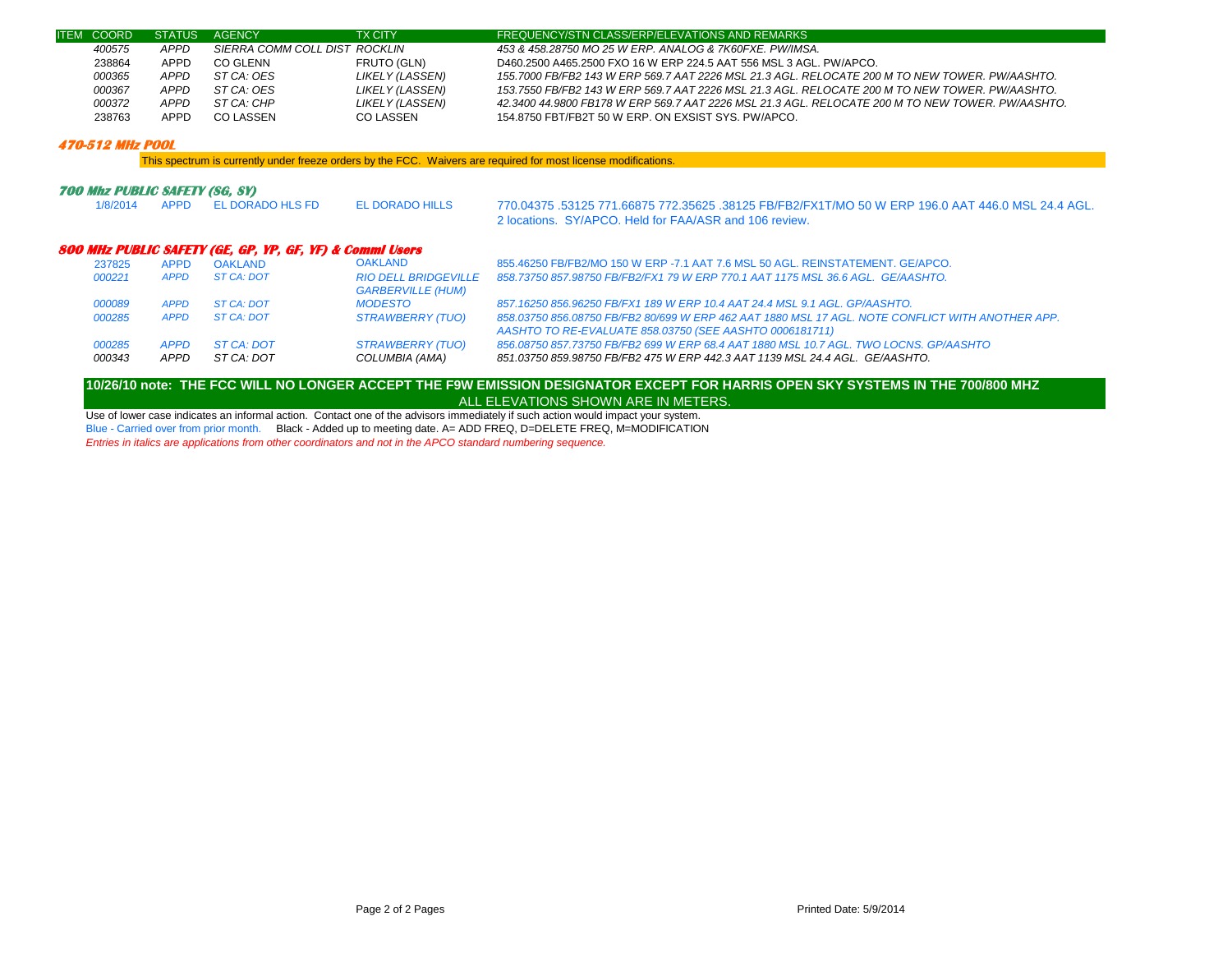| ITEM | COORD | STATUS | AGENCY | TX CITY | FREQUENCY/STN CLASS/ERP/ELEVATIONS AND REMARKS |
|---|---|---|---|---|---|
| | *400575* | *APPD* | *SIERRA COMM COLL DIST* | *ROCKLIN* | *453 & 458.28750 MO 25 W ERP. ANALOG & 7K60FXE. PW/IMSA.* |
| | 238864 | APPD | CO GLENN | FRUTO (GLN) | D460.2500 A465.2500 FXO 16 W ERP 224.5 AAT 556 MSL 3 AGL. PW/APCO. |
| | *000365* | *APPD* | *ST CA: OES* | *LIKELY (LASSEN)* | *155.7000 FB/FB2 143 W ERP 569.7 AAT 2226 MSL 21.3 AGL. RELOCATE 200 M TO NEW TOWER. PW/AASHTO.* |
| | *000367* | *APPD* | *ST CA: OES* | *LIKELY (LASSEN)* | *153.7550 FB/FB2 143 W ERP 569.7 AAT 2226 MSL 21.3 AGL. RELOCATE 200 M TO NEW TOWER. PW/AASHTO.* |
| | *000372* | *APPD* | *ST CA: CHP* | *LIKELY (LASSEN)* | *42.3400 44.9800 FB178 W ERP 569.7 AAT 2226 MSL 21.3 AGL. RELOCATE 200 M TO NEW TOWER. PW/AASHTO.* |
| | 238763 | APPD | CO LASSEN | CO LASSEN | 154.8750 FBT/FB2T 50 W ERP. ON EXSIST SYS. PW/APCO. |

### *470-512 MHz POOL*

This spectrum is currently under freeze orders by the FCC. Waivers are required for most license modifications.

### *700 Mhz PUBLIC SAFETY (SG, SY)*

| | | | | |
|---|---|---|---|---|
| 1/8/2014 | APPD | EL DORADO HLS FD | EL DORADO HILLS | 770.04375 .53125 771.66875 772.35625 .38125 FB/FB2/FX1T/MO 50 W ERP 196.0 AAT 446.0 MSL 24.4 AGL. 2 locations. SY/APCO. Held for FAA/ASR and 106 review. |

### *800 MHz PUBLIC SAFETY (GE, GP, YP, GF, YF) & Comml Users*

| | | | | |
|---|---|---|---|---|
| 237825 | APPD | OAKLAND | OAKLAND | 855.46250 FB/FB2/MO 150 W ERP -7.1 AAT 7.6 MSL 50 AGL. REINSTATEMENT. GE/APCO. |
| *000221* | *APPD* | *ST CA: DOT* | *RIO DELL BRIDGEVILLE GARBERVILLE (HUM)* | *858.73750 857.98750 FB/FB2/FX1 79 W ERP 770.1 AAT 1175 MSL 36.6 AGL. GE/AASHTO.* |
| *000089* | *APPD* | *ST CA: DOT* | *MODESTO* | *857.16250 856.96250 FB/FX1 189 W ERP 10.4 AAT 24.4 MSL 9.1 AGL. GP/AASHTO.* |
| *000285* | *APPD* | *ST CA: DOT* | *STRAWBERRY (TUO)* | *858.03750 856.08750 FB/FB2 80/699 W ERP 462 AAT 1880 MSL 17 AGL. NOTE CONFLICT WITH ANOTHER APP. AASHTO TO RE-EVALUATE 858.03750 (SEE AASHTO 0006181711)* |
| *000285* | *APPD* | *ST CA: DOT* | *STRAWBERRY (TUO)* | *856.08750 857.73750 FB/FB2 699 W ERP 68.4 AAT 1880 MSL 10.7 AGL. TWO LOCNS. GP/AASHTO* |
| *000343* | *APPD* | *ST CA: DOT* | *COLUMBIA (AMA)* | *851.03750 859.98750 FB/FB2 475 W ERP 442.3 AAT 1139 MSL 24.4 AGL. GE/AASHTO.* |

**10/26/10 note: THE FCC WILL NO LONGER ACCEPT THE F9W EMISSION DESIGNATOR EXCEPT FOR HARRIS OPEN SKY SYSTEMS IN THE 700/800 MHZ**

ALL ELEVATIONS SHOWN ARE IN METERS.

Use of lower case indicates an informal action. Contact one of the advisors immediately if such action would impact your system.

Blue - Carried over from prior month. Black - Added up to meeting date. A= ADD FREQ, D=DELETE FREQ, M=MODIFICATION

*Entries in italics are applications from other coordinators and not in the APCO standard numbering sequence.*

Printed Date: 5/9/2014